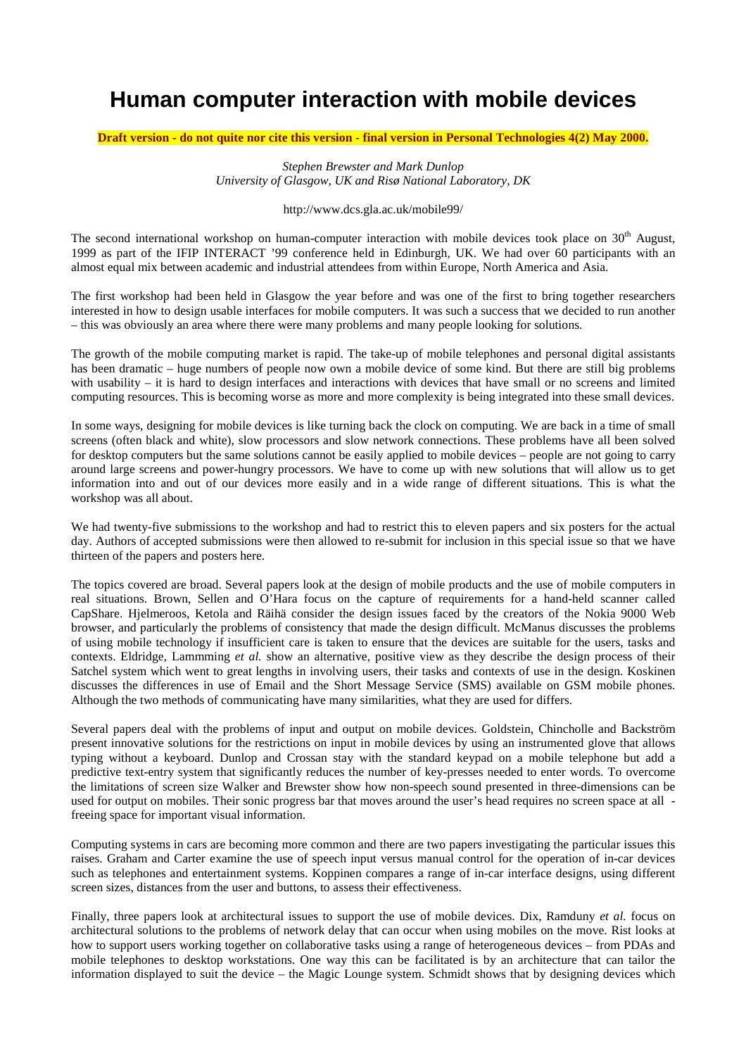# Human computer interaction with mobile devices

**Draft version - do not quite nor cite this version - final version in Personal Technologies 4(2) May 2000.**

*Stephen Brewster and Mark Dunlop*
*University of Glasgow, UK and Risø National Laboratory, DK*

http://www.dcs.gla.ac.uk/mobile99/

The second international workshop on human-computer interaction with mobile devices took place on 30th August, 1999 as part of the IFIP INTERACT '99 conference held in Edinburgh, UK. We had over 60 participants with an almost equal mix between academic and industrial attendees from within Europe, North America and Asia.

The first workshop had been held in Glasgow the year before and was one of the first to bring together researchers interested in how to design usable interfaces for mobile computers. It was such a success that we decided to run another – this was obviously an area where there were many problems and many people looking for solutions.

The growth of the mobile computing market is rapid. The take-up of mobile telephones and personal digital assistants has been dramatic – huge numbers of people now own a mobile device of some kind. But there are still big problems with usability – it is hard to design interfaces and interactions with devices that have small or no screens and limited computing resources. This is becoming worse as more and more complexity is being integrated into these small devices.

In some ways, designing for mobile devices is like turning back the clock on computing. We are back in a time of small screens (often black and white), slow processors and slow network connections. These problems have all been solved for desktop computers but the same solutions cannot be easily applied to mobile devices – people are not going to carry around large screens and power-hungry processors. We have to come up with new solutions that will allow us to get information into and out of our devices more easily and in a wide range of different situations. This is what the workshop was all about.

We had twenty-five submissions to the workshop and had to restrict this to eleven papers and six posters for the actual day. Authors of accepted submissions were then allowed to re-submit for inclusion in this special issue so that we have thirteen of the papers and posters here.

The topics covered are broad. Several papers look at the design of mobile products and the use of mobile computers in real situations. Brown, Sellen and O'Hara focus on the capture of requirements for a hand-held scanner called CapShare. Hjelmeroos, Ketola and Räihä consider the design issues faced by the creators of the Nokia 9000 Web browser, and particularly the problems of consistency that made the design difficult. McManus discusses the problems of using mobile technology if insufficient care is taken to ensure that the devices are suitable for the users, tasks and contexts. Eldridge, Lammming *et al.* show an alternative, positive view as they describe the design process of their Satchel system which went to great lengths in involving users, their tasks and contexts of use in the design. Koskinen discusses the differences in use of Email and the Short Message Service (SMS) available on GSM mobile phones. Although the two methods of communicating have many similarities, what they are used for differs.

Several papers deal with the problems of input and output on mobile devices. Goldstein, Chincholle and Backström present innovative solutions for the restrictions on input in mobile devices by using an instrumented glove that allows typing without a keyboard. Dunlop and Crossan stay with the standard keypad on a mobile telephone but add a predictive text-entry system that significantly reduces the number of key-presses needed to enter words. To overcome the limitations of screen size Walker and Brewster show how non-speech sound presented in three-dimensions can be used for output on mobiles. Their sonic progress bar that moves around the user's head requires no screen space at all - freeing space for important visual information.

Computing systems in cars are becoming more common and there are two papers investigating the particular issues this raises. Graham and Carter examine the use of speech input versus manual control for the operation of in-car devices such as telephones and entertainment systems. Koppinen compares a range of in-car interface designs, using different screen sizes, distances from the user and buttons, to assess their effectiveness.

Finally, three papers look at architectural issues to support the use of mobile devices. Dix, Ramduny *et al.* focus on architectural solutions to the problems of network delay that can occur when using mobiles on the move. Rist looks at how to support users working together on collaborative tasks using a range of heterogeneous devices – from PDAs and mobile telephones to desktop workstations. One way this can be facilitated is by an architecture that can tailor the information displayed to suit the device – the Magic Lounge system. Schmidt shows that by designing devices which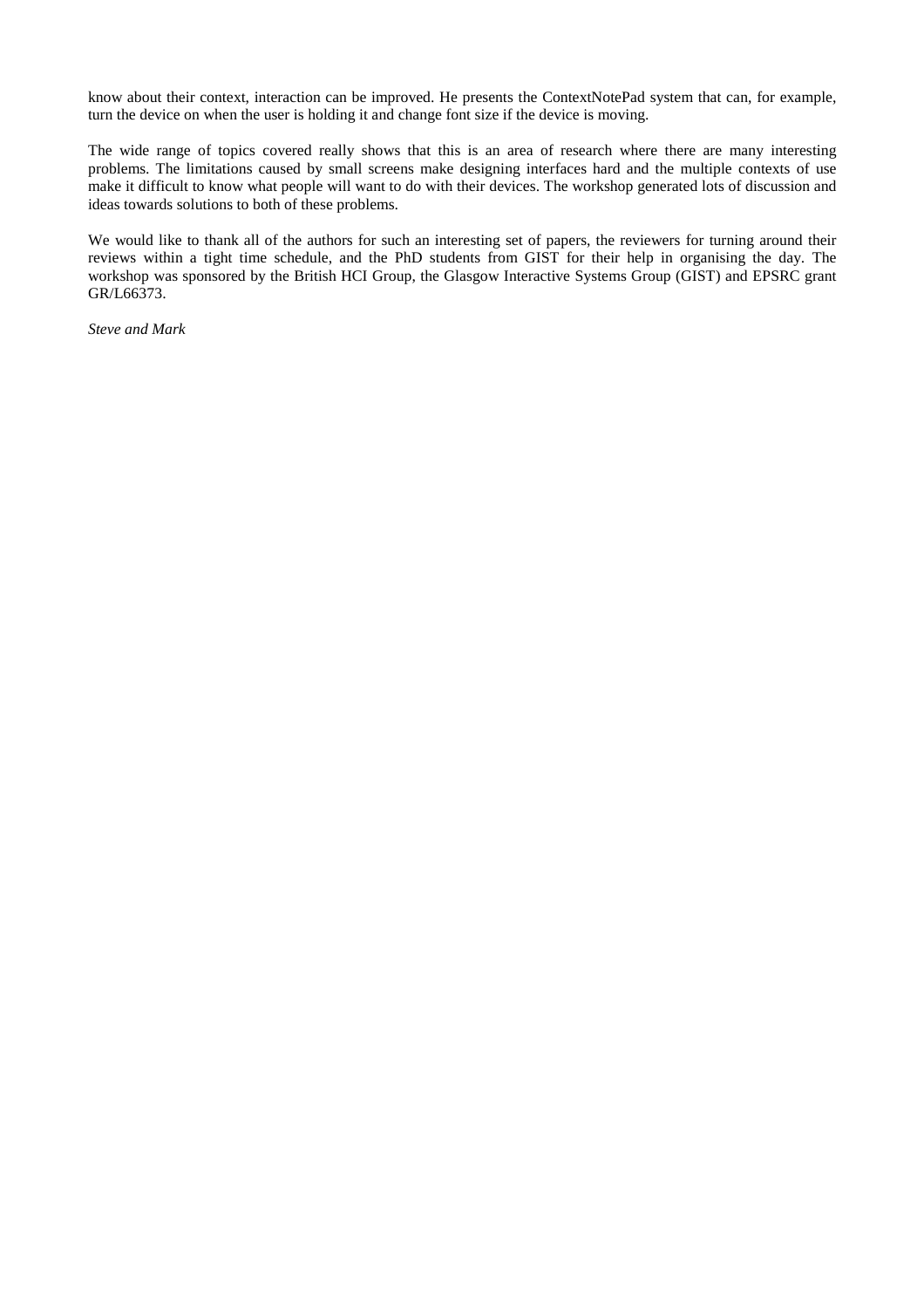know about their context, interaction can be improved. He presents the ContextNotePad system that can, for example, turn the device on when the user is holding it and change font size if the device is moving.

The wide range of topics covered really shows that this is an area of research where there are many interesting problems. The limitations caused by small screens make designing interfaces hard and the multiple contexts of use make it difficult to know what people will want to do with their devices. The workshop generated lots of discussion and ideas towards solutions to both of these problems.

We would like to thank all of the authors for such an interesting set of papers, the reviewers for turning around their reviews within a tight time schedule, and the PhD students from GIST for their help in organising the day. The workshop was sponsored by the British HCI Group, the Glasgow Interactive Systems Group (GIST) and EPSRC grant GR/L66373.

*Steve and Mark*